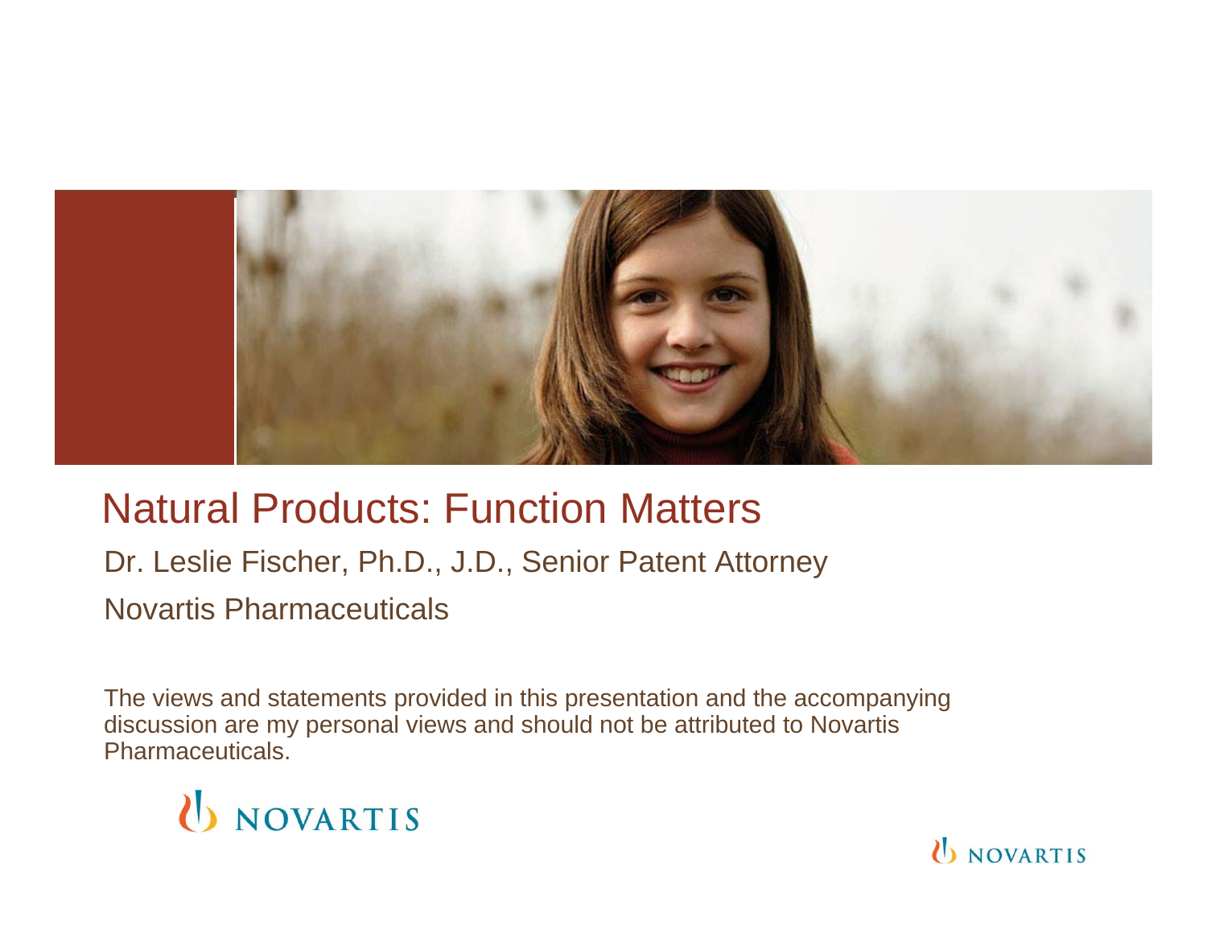# Natural Products: Function Matters

Dr. Leslie Fischer, Ph.D., J.D., Senior Patent Attorney

Novartis Pharmaceuticals

The views and statements provided in this presentation and the accompanying discussion are my personal views and should not be attributed to Novartis Pharmaceuticals.

NOVARTIS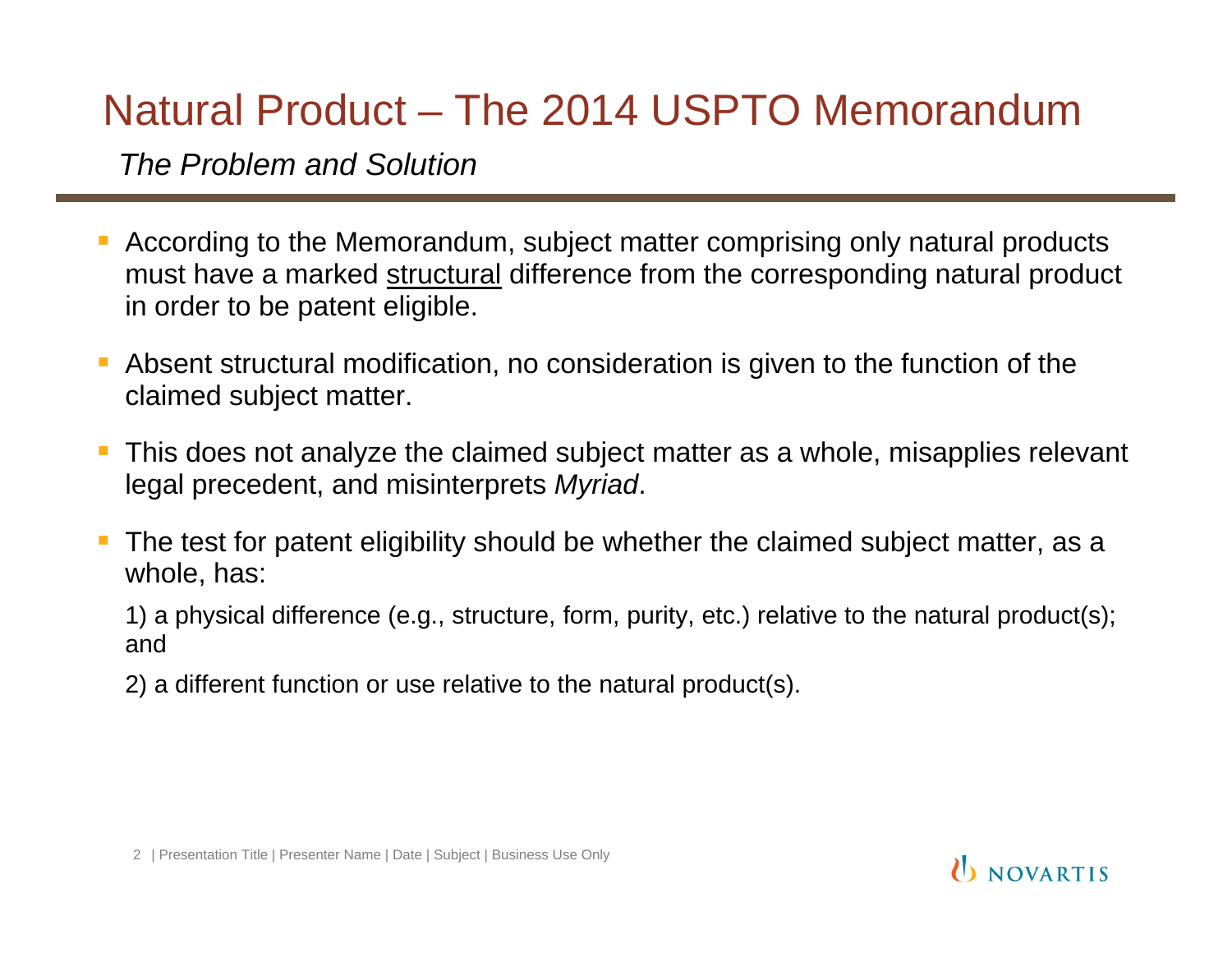# Natural Product – The 2014 USPTO Memorandum

*The Problem and Solution*

- According to the Memorandum, subject matter comprising only natural products must have a marked <u>structural</u> difference from the corresponding natural product in order to be patent eligible.
- Absent structural modification, no consideration is given to the function of the claimed subject matter.
- This does not analyze the claimed subject matter as a whole, misapplies relevant legal precedent, and misinterprets *Myriad*.
- The test for patent eligibility should be whether the claimed subject matter, as a whole, has:

  1) a physical difference (e.g., structure, form, purity, etc.) relative to the natural product(s); and

  2) a different function or use relative to the natural product(s).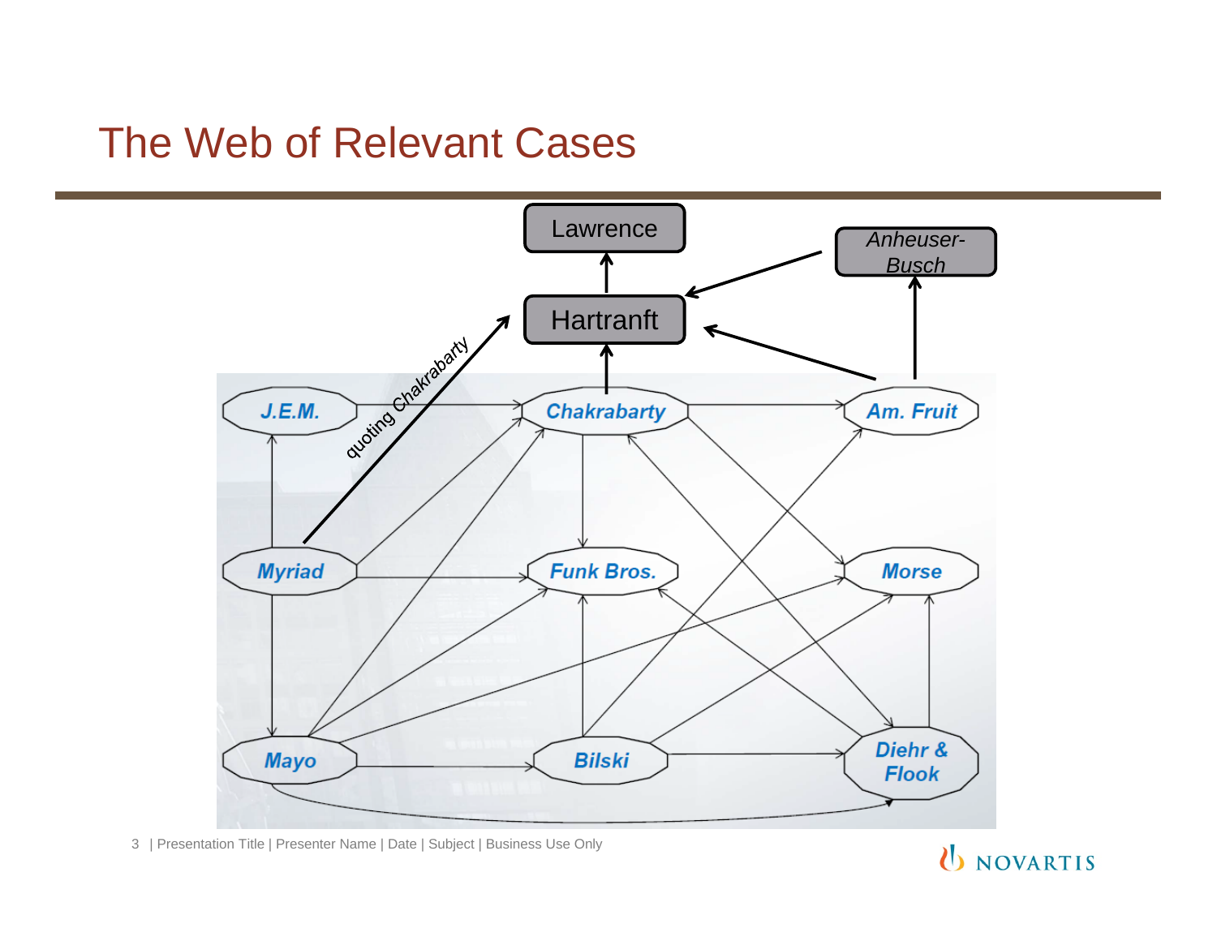# The Web of Relevant Cases

Lawrence

Anheuser-Busch

Hartranft

quoting Chakrabarty

J.E.M.

Chakrabarty

Am. Fruit

Myriad

Funk Bros.

Morse

Mayo

Bilski

Diehr & Flook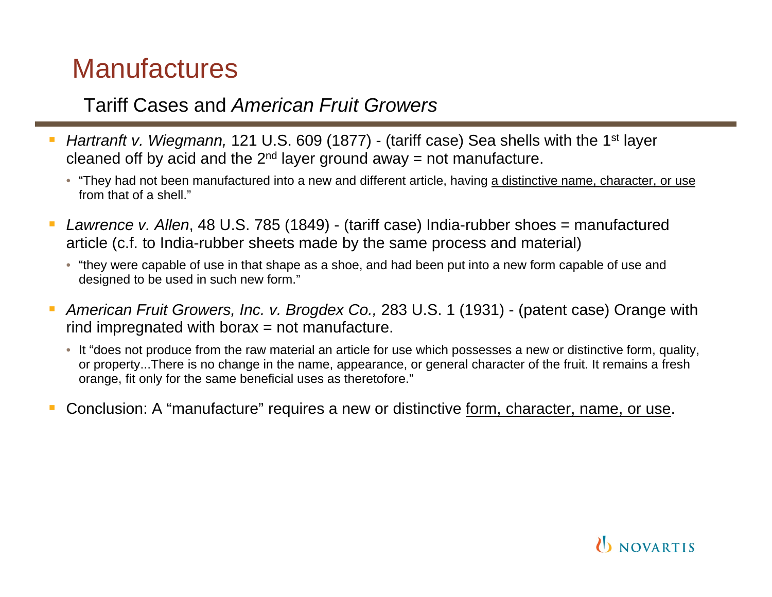# Manufactures

## Tariff Cases and *American Fruit Growers*

- *Hartranft v. Wiegmann,* 121 U.S. 609 (1877) - (tariff case) Sea shells with the 1st layer cleaned off by acid and the 2nd layer ground away = not manufacture.
  - "They had not been manufactured into a new and different article, having <u>a distinctive name, character, or use</u> from that of a shell."
- *Lawrence v. Allen*, 48 U.S. 785 (1849) - (tariff case) India-rubber shoes = manufactured article (c.f. to India-rubber sheets made by the same process and material)
  - "they were capable of use in that shape as a shoe, and had been put into a new form capable of use and designed to be used in such new form."
- *American Fruit Growers, Inc. v. Brogdex Co.,* 283 U.S. 1 (1931) - (patent case) Orange with rind impregnated with borax = not manufacture.
  - It "does not produce from the raw material an article for use which possesses a new or distinctive form, quality, or property...There is no change in the name, appearance, or general character of the fruit. It remains a fresh orange, fit only for the same beneficial uses as theretofore."
- Conclusion: A "manufacture" requires a new or distinctive <u>form, character, name, or use</u>.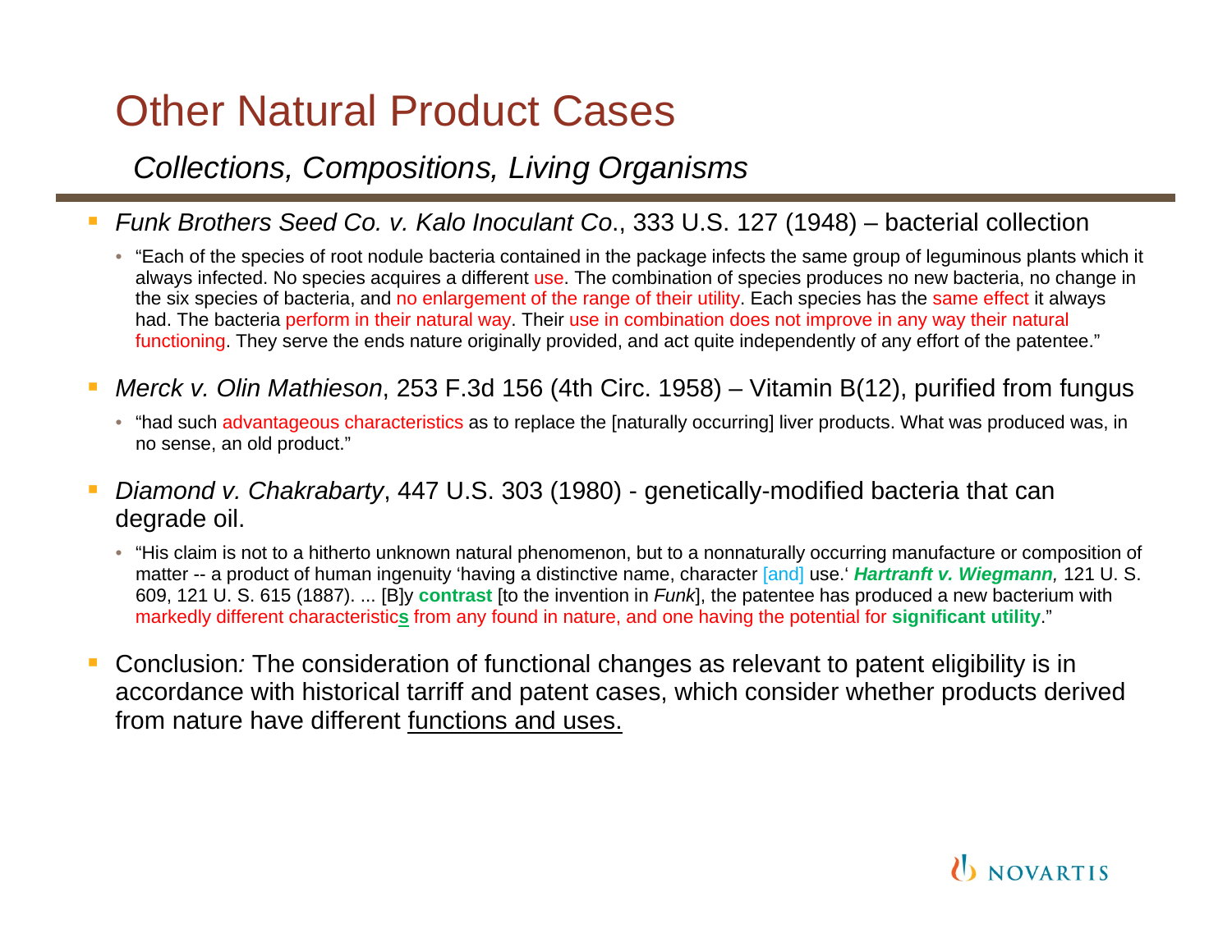# Other Natural Product Cases

*Collections, Compositions, Living Organisms*

- *Funk Brothers Seed Co. v. Kalo Inoculant Co*., 333 U.S. 127 (1948) – bacterial collection
  - "Each of the species of root nodule bacteria contained in the package infects the same group of leguminous plants which it always infected. No species acquires a different use. The combination of species produces no new bacteria, no change in the six species of bacteria, and no enlargement of the range of their utility. Each species has the same effect it always had. The bacteria perform in their natural way. Their use in combination does not improve in any way their natural functioning. They serve the ends nature originally provided, and act quite independently of any effort of the patentee."
- *Merck v. Olin Mathieson*, 253 F.3d 156 (4th Circ. 1958) – Vitamin B(12), purified from fungus
  - "had such advantageous characteristics as to replace the [naturally occurring] liver products. What was produced was, in no sense, an old product."
- *Diamond v. Chakrabarty*, 447 U.S. 303 (1980) - genetically-modified bacteria that can degrade oil.
  - "His claim is not to a hitherto unknown natural phenomenon, but to a nonnaturally occurring manufacture or composition of matter -- a product of human ingenuity 'having a distinctive name, character [and] use.' ***Hartranft v. Wiegmann**,* 121 U. S. 609, 121 U. S. 615 (1887). ... [B]y **contrast** [to the invention in *Funk*], the patentee has produced a new bacterium with markedly different characteristic**s** from any found in nature, and one having the potential for **significant utility**."
- Conclusion*:* The consideration of functional changes as relevant to patent eligibility is in accordance with historical tarriff and patent cases, which consider whether products derived from nature have different functions and uses.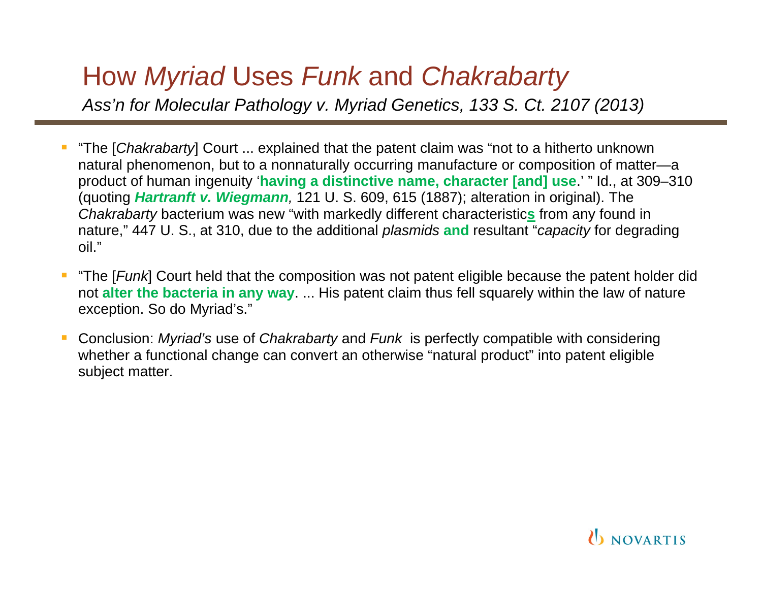# How *Myriad* Uses *Funk* and *Chakrabarty*

*Ass'n for Molecular Pathology v. Myriad Genetics, 133 S. Ct. 2107 (2013)*

- "The [*Chakrabarty*] Court ... explained that the patent claim was "not to a hitherto unknown natural phenomenon, but to a nonnaturally occurring manufacture or composition of matter—a product of human ingenuity '**having a distinctive name, character [and] use**.' " Id., at 309–310 (quoting ***Hartranft v. Wiegmann****,* 121 U. S. 609, 615 (1887); alteration in original). The *Chakrabarty* bacterium was new "with markedly different characteristic**s** from any found in nature," 447 U. S., at 310, due to the additional *plasmids* **and** resultant "*capacity* for degrading oil."
- "The [*Funk*] Court held that the composition was not patent eligible because the patent holder did not **alter the bacteria in any way**. ... His patent claim thus fell squarely within the law of nature exception. So do Myriad's."
- Conclusion: *Myriad's* use of *Chakrabarty* and *Funk* is perfectly compatible with considering whether a functional change can convert an otherwise "natural product" into patent eligible subject matter.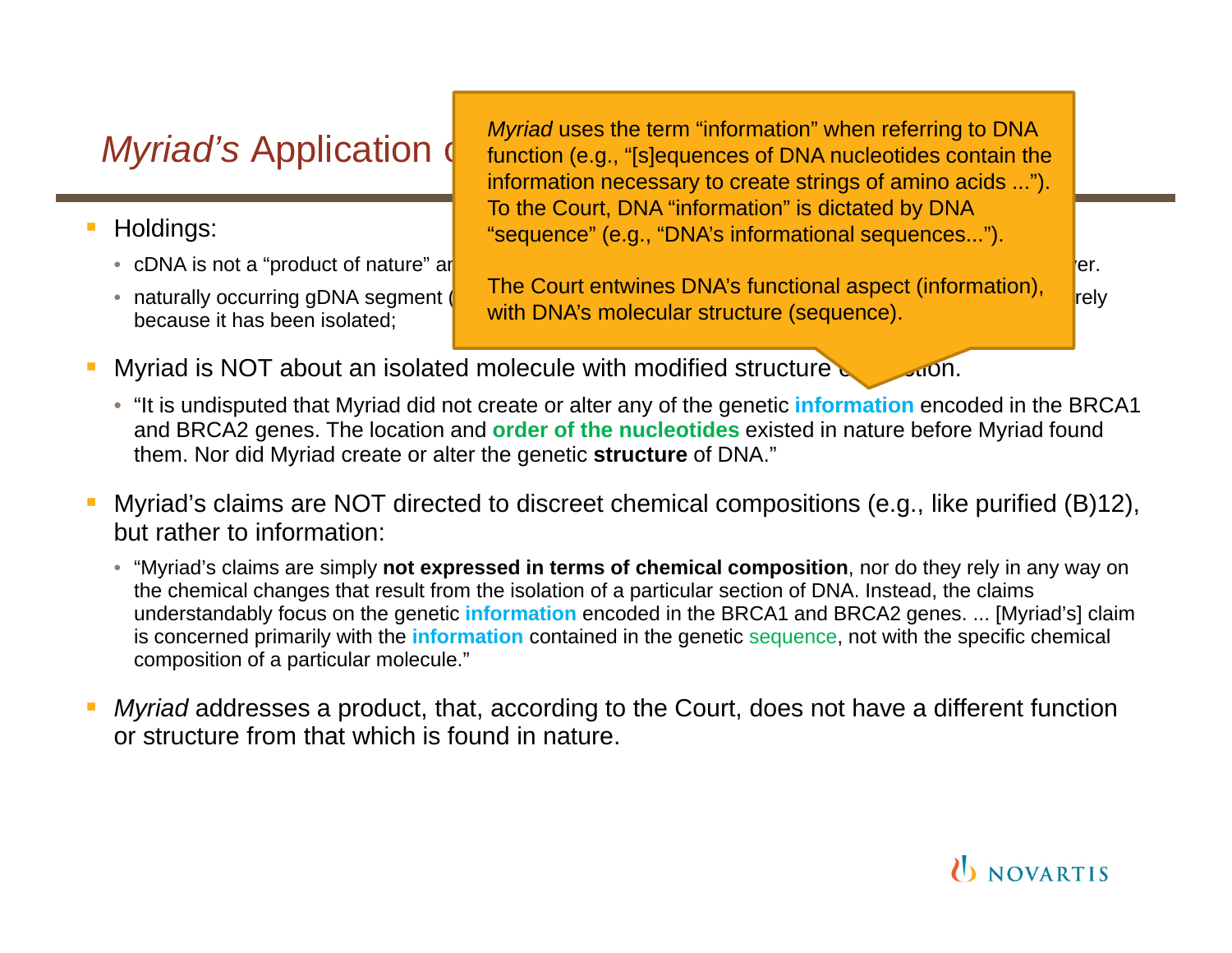# *Myriad's* Application c

> *Myriad* uses the term "information" when referring to DNA function (e.g., "[s]equences of DNA nucleotides contain the information necessary to create strings of amino acids ..."). To the Court, DNA "information" is dictated by DNA "sequence" (e.g., "DNA's informational sequences...").
>
> The Court entwines DNA's functional aspect (information), with DNA's molecular structure (sequence).

- Holdings:
  - cDNA is not a "product of nature" ar ... ver.
  - naturally occurring gDNA segment ( ... rely because it has been isolated;
- Myriad is NOT about an isolated molecule with modified structure c... ...tion.
  - "It is undisputed that Myriad did not create or alter any of the genetic **information** encoded in the BRCA1 and BRCA2 genes. The location and **order of the nucleotides** existed in nature before Myriad found them. Nor did Myriad create or alter the genetic **structure** of DNA."
- Myriad's claims are NOT directed to discreet chemical compositions (e.g., like purified (B)12), but rather to information:
  - "Myriad's claims are simply **not expressed in terms of chemical composition**, nor do they rely in any way on the chemical changes that result from the isolation of a particular section of DNA. Instead, the claims understandably focus on the genetic **information** encoded in the BRCA1 and BRCA2 genes. ... [Myriad's] claim is concerned primarily with the **information** contained in the genetic sequence, not with the specific chemical composition of a particular molecule."
- *Myriad* addresses a product, that, according to the Court, does not have a different function or structure from that which is found in nature.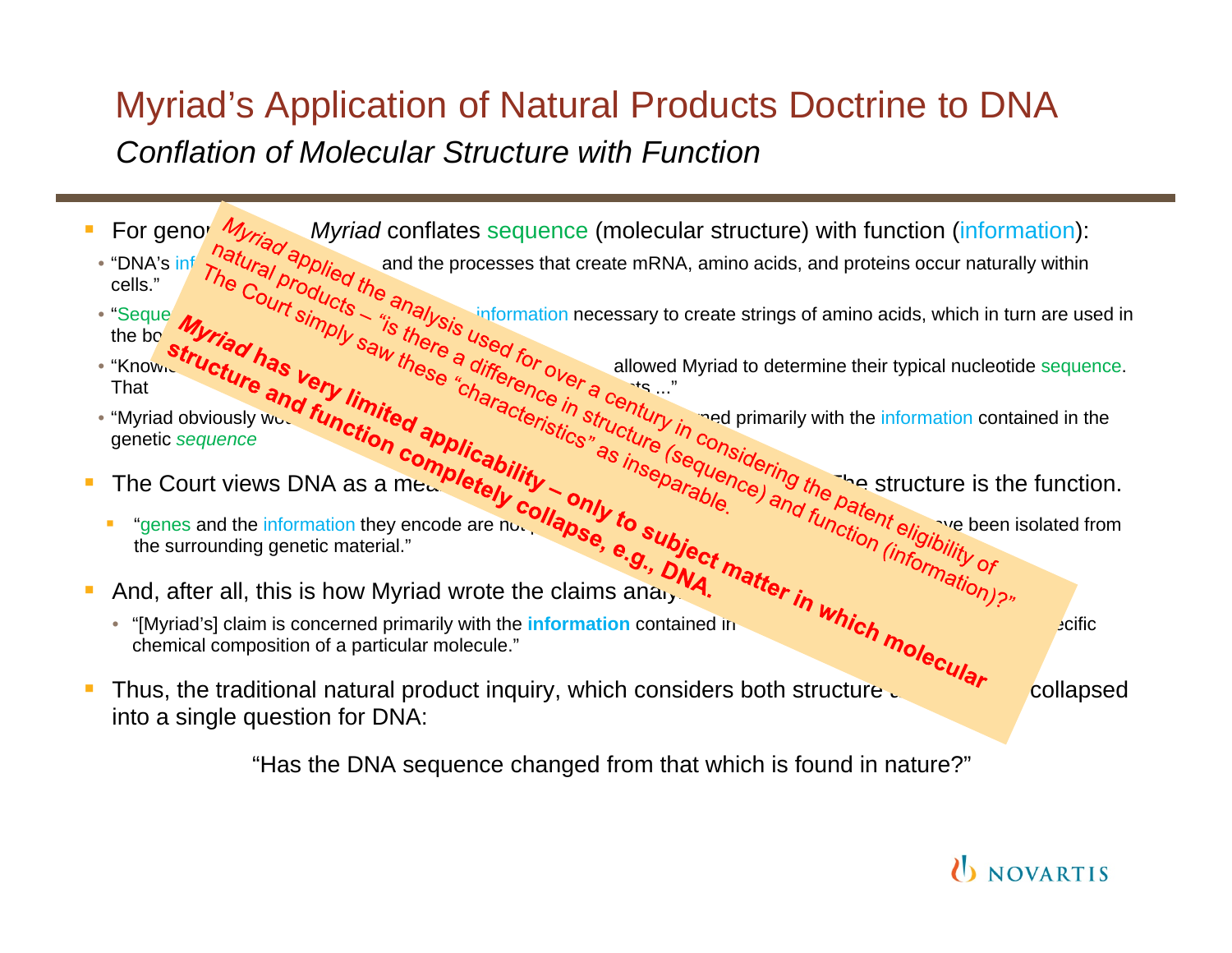# Myriad's Application of Natural Products Doctrine to DNA

*Conflation of Molecular Structure with Function*

- For genor... *Myriad* conflates sequence (molecular structure) with function (information):
  - "DNA's inf... and the processes that create mRNA, amino acids, and proteins occur naturally within cells."
  - "Seque... information necessary to create strings of amino acids, which in turn are used in the bo..."
  - "Knowl... allowed Myriad to determine their typical nucleotide sequence. That ... ts ..."
  - "Myriad obviously wo... ned primarily with the information contained in the genetic *sequence*"
- The Court views DNA as a mea... he structure is the function.
  - "genes and the information they encode are no... ave been isolated from the surrounding genetic material."
- And, after all, this is how Myriad wrote the claims analy...
  - "[Myriad's] claim is concerned primarily with the **information** contained in ... ecific chemical composition of a particular molecule."
- Thus, the traditional natural product inquiry, which considers both structure ... collapsed into a single question for DNA:

"Has the DNA sequence changed from that which is found in nature?"

*Myriad applied the analysis used for over a century in considering the patent eligibility of natural products – "is there a difference in structure (sequence) and function (information)?" The Court simply saw these "characteristics" as inseparable.*

***Myriad has very limited applicability – only to subject matter in which molecular structure and function completely collapse, e.g., DNA.***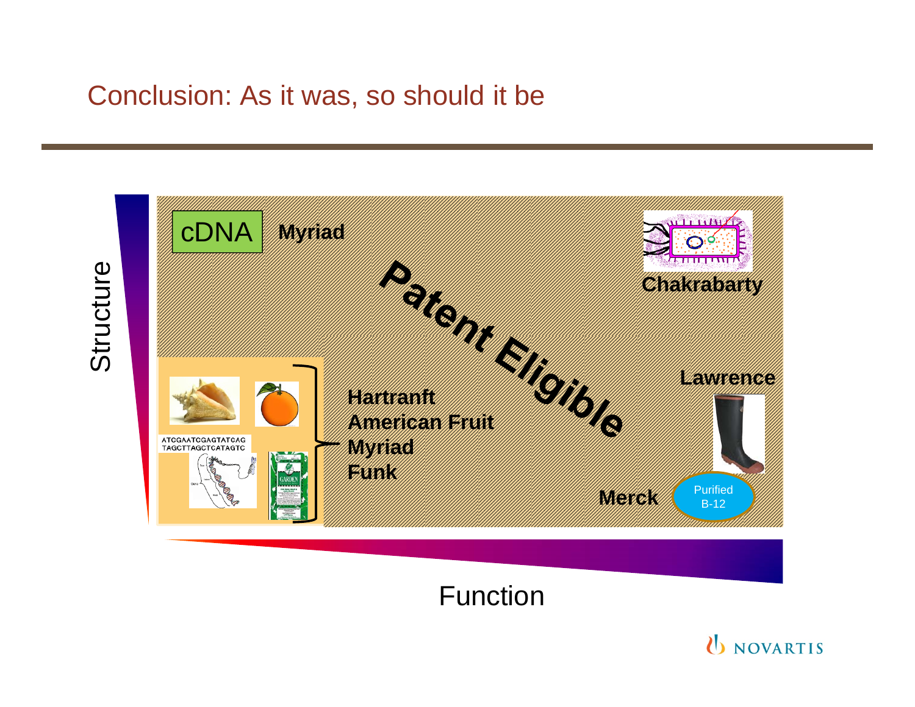# Conclusion: As it was, so should it be

Structure

cDNA **Myriad**

**Chakrabarty**

**Patent Eligible**

**Lawrence**

ATCGAATCGAGTATCAG
TAGCTTAGCTCATAGTC

**Hartranft**
**American Fruit**
**Myriad**
**Funk**

**Merck**

Purified B-12

Function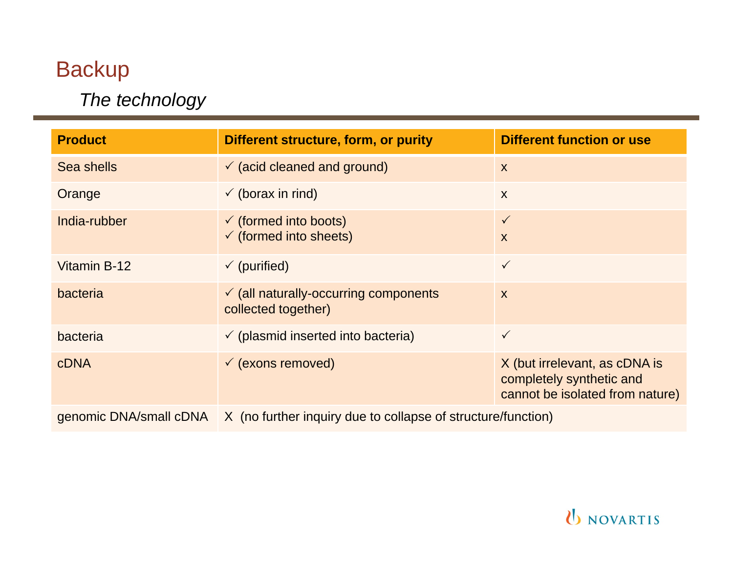# Backup

*The technology*

| Product | Different structure, form, or purity | Different function or use |
| --- | --- | --- |
| Sea shells | ✓ (acid cleaned and ground) | x |
| Orange | ✓ (borax in rind) | x |
| India-rubber | ✓ (formed into boots)<br>✓ (formed into sheets) | ✓<br>x |
| Vitamin B-12 | ✓ (purified) | ✓ |
| bacteria | ✓ (all naturally-occurring components collected together) | x |
| bacteria | ✓ (plasmid inserted into bacteria) | ✓ |
| cDNA | ✓ (exons removed) | X (but irrelevant, as cDNA is completely synthetic and cannot be isolated from nature) |
| genomic DNA/small cDNA | X (no further inquiry due to collapse of structure/function) | |

NOVARTIS